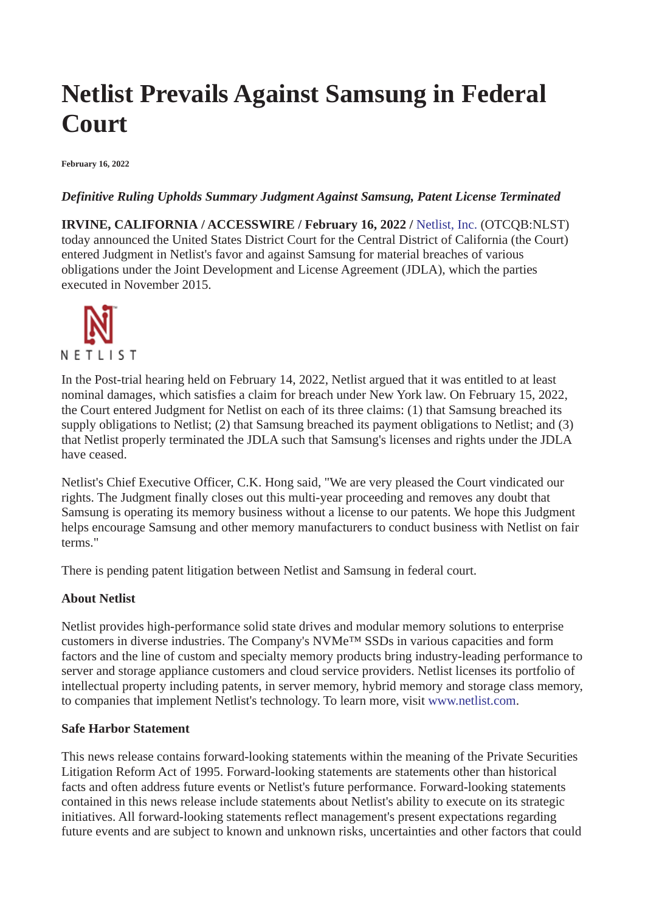# Netlist Prevails Against Samsung in Federal Court

**February 16, 2022**

***Definitive Ruling Upholds Summary Judgment Against Samsung, Patent License Terminated***

**IRVINE, CALIFORNIA / ACCESSWIRE / February 16, 2022 /** Netlist, Inc. (OTCQB:NLST) today announced the United States District Court for the Central District of California (the Court) entered Judgment in Netlist's favor and against Samsung for material breaches of various obligations under the Joint Development and License Agreement (JDLA), which the parties executed in November 2015.

In the Post-trial hearing held on February 14, 2022, Netlist argued that it was entitled to at least nominal damages, which satisfies a claim for breach under New York law. On February 15, 2022, the Court entered Judgment for Netlist on each of its three claims: (1) that Samsung breached its supply obligations to Netlist; (2) that Samsung breached its payment obligations to Netlist; and (3) that Netlist properly terminated the JDLA such that Samsung's licenses and rights under the JDLA have ceased.

Netlist's Chief Executive Officer, C.K. Hong said, "We are very pleased the Court vindicated our rights. The Judgment finally closes out this multi-year proceeding and removes any doubt that Samsung is operating its memory business without a license to our patents. We hope this Judgment helps encourage Samsung and other memory manufacturers to conduct business with Netlist on fair terms."

There is pending patent litigation between Netlist and Samsung in federal court.

**About Netlist**

Netlist provides high-performance solid state drives and modular memory solutions to enterprise customers in diverse industries. The Company's NVMe™ SSDs in various capacities and form factors and the line of custom and specialty memory products bring industry-leading performance to server and storage appliance customers and cloud service providers. Netlist licenses its portfolio of intellectual property including patents, in server memory, hybrid memory and storage class memory, to companies that implement Netlist's technology. To learn more, visit www.netlist.com.

**Safe Harbor Statement**

This news release contains forward-looking statements within the meaning of the Private Securities Litigation Reform Act of 1995. Forward-looking statements are statements other than historical facts and often address future events or Netlist's future performance. Forward-looking statements contained in this news release include statements about Netlist's ability to execute on its strategic initiatives. All forward-looking statements reflect management's present expectations regarding future events and are subject to known and unknown risks, uncertainties and other factors that could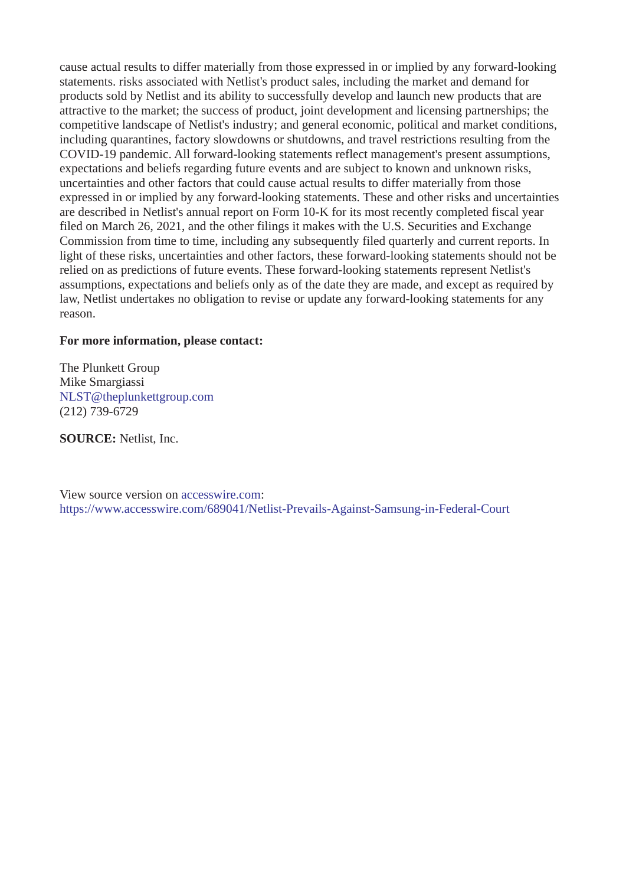cause actual results to differ materially from those expressed in or implied by any forward-looking statements. risks associated with Netlist's product sales, including the market and demand for products sold by Netlist and its ability to successfully develop and launch new products that are attractive to the market; the success of product, joint development and licensing partnerships; the competitive landscape of Netlist's industry; and general economic, political and market conditions, including quarantines, factory slowdowns or shutdowns, and travel restrictions resulting from the COVID-19 pandemic. All forward-looking statements reflect management's present assumptions, expectations and beliefs regarding future events and are subject to known and unknown risks, uncertainties and other factors that could cause actual results to differ materially from those expressed in or implied by any forward-looking statements. These and other risks and uncertainties are described in Netlist's annual report on Form 10-K for its most recently completed fiscal year filed on March 26, 2021, and the other filings it makes with the U.S. Securities and Exchange Commission from time to time, including any subsequently filed quarterly and current reports. In light of these risks, uncertainties and other factors, these forward-looking statements should not be relied on as predictions of future events. These forward-looking statements represent Netlist's assumptions, expectations and beliefs only as of the date they are made, and except as required by law, Netlist undertakes no obligation to revise or update any forward-looking statements for any reason.

**For more information, please contact:**

The Plunkett Group
Mike Smargiassi
NLST@theplunkettgroup.com
(212) 739-6729

**SOURCE:** Netlist, Inc.

View source version on accesswire.com:
https://www.accesswire.com/689041/Netlist-Prevails-Against-Samsung-in-Federal-Court